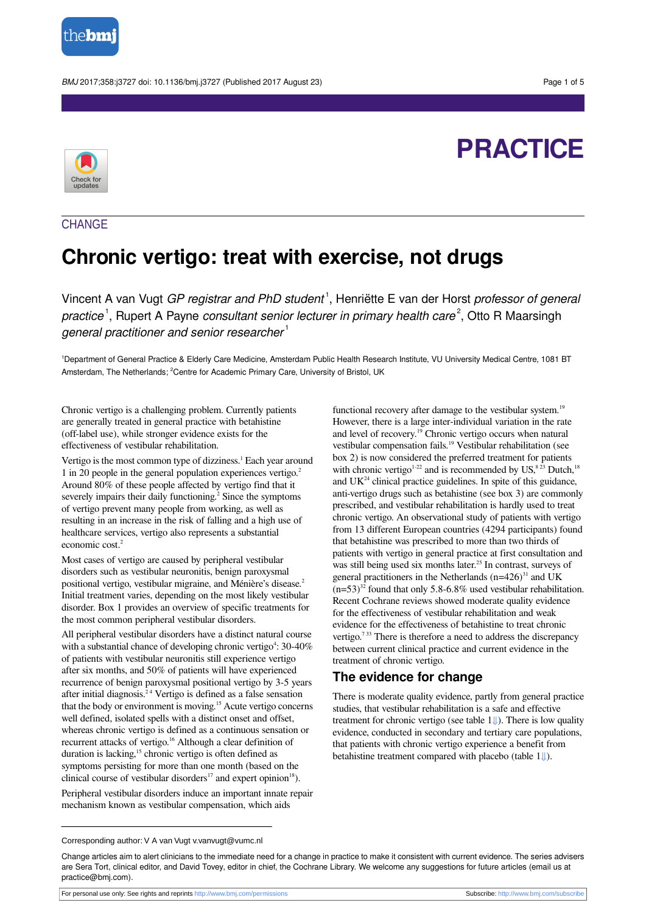PRACTICE

CHANGE

# Chronic vertigo: treat with exercise, not drugs

Vincent A van Vugt *GP registrar and PhD student*[1], Henriëtte E van der Horst *professor of general practice*[1], Rupert A Payne *consultant senior lecturer in primary health care*[2], Otto R Maarsingh *general practitioner and senior researcher*[1]

[1]Department of General Practice & Elderly Care Medicine, Amsterdam Public Health Research Institute, VU University Medical Centre, 1081 BT Amsterdam, The Netherlands; [2]Centre for Academic Primary Care, University of Bristol, UK

Chronic vertigo is a challenging problem. Currently patients are generally treated in general practice with betahistine (off-label use), while stronger evidence exists for the effectiveness of vestibular rehabilitation.

Vertigo is the most common type of dizziness.[1] Each year around 1 in 20 people in the general population experiences vertigo.[2] Around 80% of these people affected by vertigo find that it severely impairs their daily functioning.[2] Since the symptoms of vertigo prevent many people from working, as well as resulting in an increase in the risk of falling and a high use of healthcare services, vertigo also represents a substantial economic cost.[2]

Most cases of vertigo are caused by peripheral vestibular disorders such as vestibular neuronitis, benign paroxysmal positional vertigo, vestibular migraine, and Ménière's disease.[2] Initial treatment varies, depending on the most likely vestibular disorder. Box 1 provides an overview of specific treatments for the most common peripheral vestibular disorders.

All peripheral vestibular disorders have a distinct natural course with a substantial chance of developing chronic vertigo[4]: 30-40% of patients with vestibular neuronitis still experience vertigo after six months, and 50% of patients will have experienced recurrence of benign paroxysmal positional vertigo by 3-5 years after initial diagnosis.[2,4] Vertigo is defined as a false sensation that the body or environment is moving.[15] Acute vertigo concerns well defined, isolated spells with a distinct onset and offset, whereas chronic vertigo is defined as a continuous sensation or recurrent attacks of vertigo.[16] Although a clear definition of duration is lacking,[15] chronic vertigo is often defined as symptoms persisting for more than one month (based on the clinical course of vestibular disorders[17] and expert opinion[18]).

Peripheral vestibular disorders induce an important innate repair mechanism known as vestibular compensation, which aids functional recovery after damage to the vestibular system.[19] However, there is a large inter-individual variation in the rate and level of recovery.[19] Chronic vertigo occurs when natural vestibular compensation fails.[19] Vestibular rehabilitation (see box 2) is now considered the preferred treatment for patients with chronic vertigo[1-22] and is recommended by US,[8,23] Dutch,[18] and UK[24] clinical practice guidelines. In spite of this guidance, anti-vertigo drugs such as betahistine (see box 3) are commonly prescribed, and vestibular rehabilitation is hardly used to treat chronic vertigo. An observational study of patients with vertigo from 13 different European countries (4294 participants) found that betahistine was prescribed to more than two thirds of patients with vertigo in general practice at first consultation and was still being used six months later.[25] In contrast, surveys of general practitioners in the Netherlands (n=426)[31] and UK (n=53)[32] found that only 5.8-6.8% used vestibular rehabilitation. Recent Cochrane reviews showed moderate quality evidence for the effectiveness of vestibular rehabilitation and weak evidence for the effectiveness of betahistine to treat chronic vertigo.[7,33] There is therefore a need to address the discrepancy between current clinical practice and current evidence in the treatment of chronic vertigo.

## The evidence for change

There is moderate quality evidence, partly from general practice studies, that vestibular rehabilitation is a safe and effective treatment for chronic vertigo (see table 1). There is low quality evidence, conducted in secondary and tertiary care populations, that patients with chronic vertigo experience a benefit from betahistine treatment compared with placebo (table 1).

Corresponding author: V A van Vugt v.vanvugt@vumc.nl

Change articles aim to alert clinicians to the immediate need for a change in practice to make it consistent with current evidence. The series advisers are Sera Tort, clinical editor, and David Tovey, editor in chief, the Cochrane Library. We welcome any suggestions for future articles (email us at practice@bmj.com).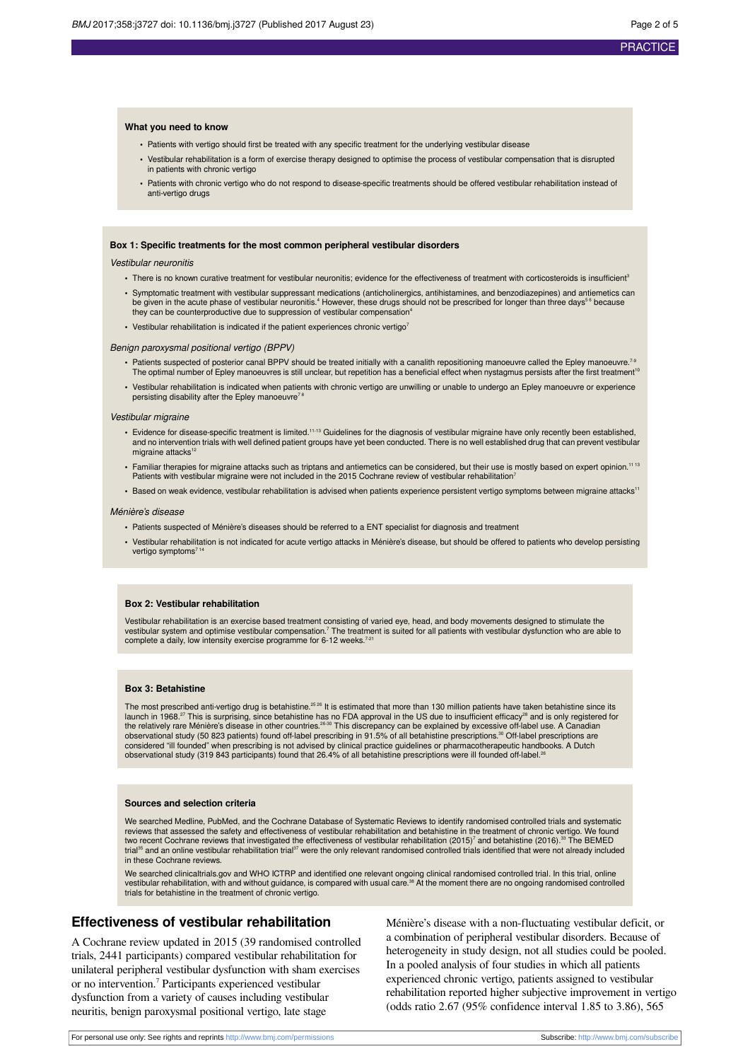### What you need to know

- Patients with vertigo should first be treated with any specific treatment for the underlying vestibular disease
- Vestibular rehabilitation is a form of exercise therapy designed to optimise the process of vestibular compensation that is disrupted in patients with chronic vertigo
- Patients with chronic vertigo who do not respond to disease-specific treatments should be offered vestibular rehabilitation instead of anti-vertigo drugs

### Box 1: Specific treatments for the most common peripheral vestibular disorders

*Vestibular neuronitis*

- There is no known curative treatment for vestibular neuronitis; evidence for the effectiveness of treatment with corticosteroids is insufficient[3]
- Symptomatic treatment with vestibular suppressant medications (anticholinergics, antihistamines, and benzodiazepines) and antiemetics can be given in the acute phase of vestibular neuronitis.[4] However, these drugs should not be prescribed for longer than three days[5,6] because they can be counterproductive due to suppression of vestibular compensation[4]
- Vestibular rehabilitation is indicated if the patient experiences chronic vertigo[7]

*Benign paroxysmal positional vertigo (BPPV)*

- Patients suspected of posterior canal BPPV should be treated initially with a canalith repositioning manoeuvre called the Epley manoeuvre.[7-9] The optimal number of Epley manoeuvres is still unclear, but repetition has a beneficial effect when nystagmus persists after the first treatment[10]
- Vestibular rehabilitation is indicated when patients with chronic vertigo are unwilling or unable to undergo an Epley manoeuvre or experience persisting disability after the Epley manoeuvre[7,8]

*Vestibular migraine*

- Evidence for disease-specific treatment is limited.[11-13] Guidelines for the diagnosis of vestibular migraine have only recently been established, and no intervention trials with well defined patient groups have yet been conducted. There is no well established drug that can prevent vestibular migraine attacks[12]
- Familiar therapies for migraine attacks such as triptans and antiemetics can be considered, but their use is mostly based on expert opinion.[11,13] Patients with vestibular migraine were not included in the 2015 Cochrane review of vestibular rehabilitation[7]
- Based on weak evidence, vestibular rehabilitation is advised when patients experience persistent vertigo symptoms between migraine attacks[11]

*Ménière's disease*

- Patients suspected of Ménière's diseases should be referred to a ENT specialist for diagnosis and treatment
- Vestibular rehabilitation is not indicated for acute vertigo attacks in Ménière's disease, but should be offered to patients who develop persisting vertigo symptoms[7,14]

### Box 2: Vestibular rehabilitation

Vestibular rehabilitation is an exercise based treatment consisting of varied eye, head, and body movements designed to stimulate the vestibular system and optimise vestibular compensation.[7] The treatment is suited for all patients with vestibular dysfunction who are able to complete a daily, low intensity exercise programme for 6-12 weeks.[7-21]

### Box 3: Betahistine

The most prescribed anti-vertigo drug is betahistine.[25,26] It is estimated that more than 130 million patients have taken betahistine since its launch in 1968.[27] This is surprising, since betahistine has no FDA approval in the US due to insufficient efficacy[28] and is only registered for the relatively rare Ménière's disease in other countries.[26-30] This discrepancy can be explained by excessive off-label use. A Canadian observational study (50 823 patients) found off-label prescribing in 91.5% of all betahistine prescriptions.[30] Off-label prescriptions are considered "ill founded" when prescribing is not advised by clinical practice guidelines or pharmacotherapeutic handbooks. A Dutch observational study (319 843 participants) found that 26.4% of all betahistine prescriptions were ill founded off-label.[26]

### Sources and selection criteria

We searched Medline, PubMed, and the Cochrane Database of Systematic Reviews to identify randomised controlled trials and systematic reviews that assessed the safety and effectiveness of vestibular rehabilitation and betahistine in the treatment of chronic vertigo. We found two recent Cochrane reviews that investigated the effectiveness of vestibular rehabilitation (2015)[7] and betahistine (2016).[33] The BEMED trial[35] and an online vestibular rehabilitation trial[37] were the only relevant randomised controlled trials identified that were not already included in these Cochrane reviews.

We searched clinicaltrials.gov and WHO ICTRP and identified one relevant ongoing clinical randomised controlled trial. In this trial, online vestibular rehabilitation, with and without guidance, is compared with usual care.[38] At the moment there are no ongoing randomised controlled trials for betahistine in the treatment of chronic vertigo.

## Effectiveness of vestibular rehabilitation

A Cochrane review updated in 2015 (39 randomised controlled trials, 2441 participants) compared vestibular rehabilitation for unilateral peripheral vestibular dysfunction with sham exercises or no intervention.[7] Participants experienced vestibular dysfunction from a variety of causes including vestibular neuritis, benign paroxysmal positional vertigo, late stage Ménière's disease with a non-fluctuating vestibular deficit, or a combination of peripheral vestibular disorders. Because of heterogeneity in study design, not all studies could be pooled. In a pooled analysis of four studies in which all patients experienced chronic vertigo, patients assigned to vestibular rehabilitation reported higher subjective improvement in vertigo (odds ratio 2.67 (95% confidence interval 1.85 to 3.86), 565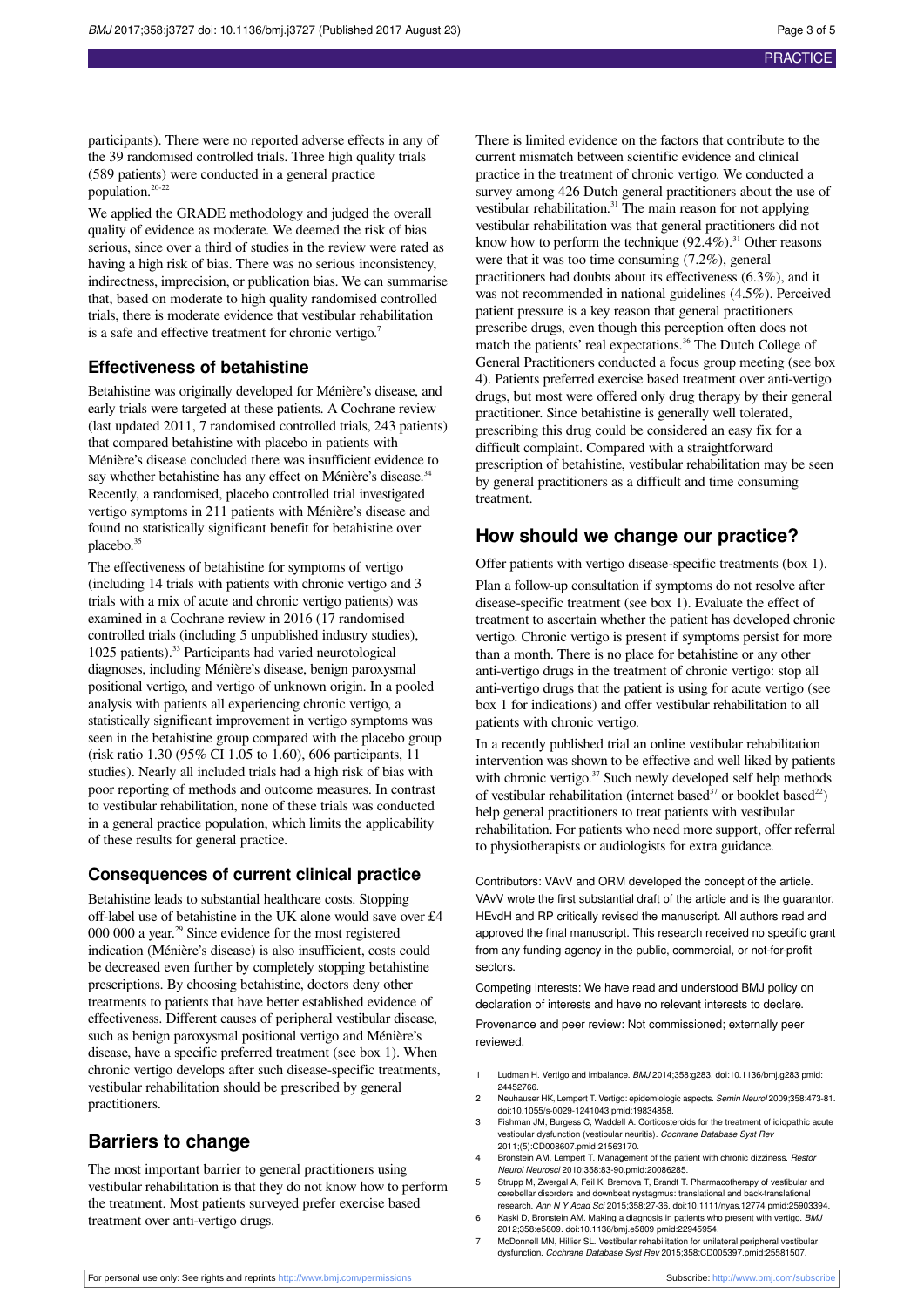participants). There were no reported adverse effects in any of the 39 randomised controlled trials. Three high quality trials (589 patients) were conducted in a general practice population.[20-22]

We applied the GRADE methodology and judged the overall quality of evidence as moderate. We deemed the risk of bias serious, since over a third of studies in the review were rated as having a high risk of bias. There was no serious inconsistency, indirectness, imprecision, or publication bias. We can summarise that, based on moderate to high quality randomised controlled trials, there is moderate evidence that vestibular rehabilitation is a safe and effective treatment for chronic vertigo.[7]

## Effectiveness of betahistine

Betahistine was originally developed for Ménière's disease, and early trials were targeted at these patients. A Cochrane review (last updated 2011, 7 randomised controlled trials, 243 patients) that compared betahistine with placebo in patients with Ménière's disease concluded there was insufficient evidence to say whether betahistine has any effect on Ménière's disease.[34] Recently, a randomised, placebo controlled trial investigated vertigo symptoms in 211 patients with Ménière's disease and found no statistically significant benefit for betahistine over placebo.[35]

The effectiveness of betahistine for symptoms of vertigo (including 14 trials with patients with chronic vertigo and 3 trials with a mix of acute and chronic vertigo patients) was examined in a Cochrane review in 2016 (17 randomised controlled trials (including 5 unpublished industry studies), 1025 patients).[33] Participants had varied neurotological diagnoses, including Ménière's disease, benign paroxysmal positional vertigo, and vertigo of unknown origin. In a pooled analysis with patients all experiencing chronic vertigo, a statistically significant improvement in vertigo symptoms was seen in the betahistine group compared with the placebo group (risk ratio 1.30 (95% CI 1.05 to 1.60), 606 participants, 11 studies). Nearly all included trials had a high risk of bias with poor reporting of methods and outcome measures. In contrast to vestibular rehabilitation, none of these trials was conducted in a general practice population, which limits the applicability of these results for general practice.

## Consequences of current clinical practice

Betahistine leads to substantial healthcare costs. Stopping off-label use of betahistine in the UK alone would save over £4 000 000 a year.[29] Since evidence for the most registered indication (Ménière's disease) is also insufficient, costs could be decreased even further by completely stopping betahistine prescriptions. By choosing betahistine, doctors deny other treatments to patients that have better established evidence of effectiveness. Different causes of peripheral vestibular disease, such as benign paroxysmal positional vertigo and Ménière's disease, have a specific preferred treatment (see box 1). When chronic vertigo develops after such disease-specific treatments, vestibular rehabilitation should be prescribed by general practitioners.

## Barriers to change

The most important barrier to general practitioners using vestibular rehabilitation is that they do not know how to perform the treatment. Most patients surveyed prefer exercise based treatment over anti-vertigo drugs.

There is limited evidence on the factors that contribute to the current mismatch between scientific evidence and clinical practice in the treatment of chronic vertigo. We conducted a survey among 426 Dutch general practitioners about the use of vestibular rehabilitation.[31] The main reason for not applying vestibular rehabilitation was that general practitioners did not know how to perform the technique (92.4%).[31] Other reasons were that it was too time consuming (7.2%), general practitioners had doubts about its effectiveness (6.3%), and it was not recommended in national guidelines (4.5%). Perceived patient pressure is a key reason that general practitioners prescribe drugs, even though this perception often does not match the patients' real expectations.[36] The Dutch College of General Practitioners conducted a focus group meeting (see box 4). Patients preferred exercise based treatment over anti-vertigo drugs, but most were offered only drug therapy by their general practitioner. Since betahistine is generally well tolerated, prescribing this drug could be considered an easy fix for a difficult complaint. Compared with a straightforward prescription of betahistine, vestibular rehabilitation may be seen by general practitioners as a difficult and time consuming treatment.

## How should we change our practice?

Offer patients with vertigo disease-specific treatments (box 1).

Plan a follow-up consultation if symptoms do not resolve after disease-specific treatment (see box 1). Evaluate the effect of treatment to ascertain whether the patient has developed chronic vertigo. Chronic vertigo is present if symptoms persist for more than a month. There is no place for betahistine or any other anti-vertigo drugs in the treatment of chronic vertigo: stop all anti-vertigo drugs that the patient is using for acute vertigo (see box 1 for indications) and offer vestibular rehabilitation to all patients with chronic vertigo.

In a recently published trial an online vestibular rehabilitation intervention was shown to be effective and well liked by patients with chronic vertigo.[37] Such newly developed self help methods of vestibular rehabilitation (internet based[37] or booklet based[22]) help general practitioners to treat patients with vestibular rehabilitation. For patients who need more support, offer referral to physiotherapists or audiologists for extra guidance.

Contributors: VAvV and ORM developed the concept of the article. VAvV wrote the first substantial draft of the article and is the guarantor. HEvdH and RP critically revised the manuscript. All authors read and approved the final manuscript. This research received no specific grant from any funding agency in the public, commercial, or not-for-profit sectors.

Competing interests: We have read and understood BMJ policy on declaration of interests and have no relevant interests to declare.

Provenance and peer review: Not commissioned; externally peer reviewed.

1. Ludman H. Vertigo and imbalance. *BMJ* 2014;358:g283. doi:10.1136/bmj.g283 pmid: 24452766.
2. Neuhauser HK, Lempert T. Vertigo: epidemiologic aspects. *Semin Neurol* 2009;358:473-81. doi:10.1055/s-0029-1241043 pmid:19834858.
3. Fishman JM, Burgess C, Waddell A. Corticosteroids for the treatment of idiopathic acute vestibular dysfunction (vestibular neuritis). *Cochrane Database Syst Rev* 2011;(5):CD008607.pmid:21563170.
4. Bronstein AM, Lempert T. Management of the patient with chronic dizziness. *Restor Neurol Neurosci* 2010;358:83-90.pmid:20086285.
5. Strupp M, Zwergal A, Feil K, Bremova T, Brandt T. Pharmacotherapy of vestibular and cerebellar disorders and downbeat nystagmus: translational and back-translational research. *Ann N Y Acad Sci* 2015;358:27-36. doi:10.1111/nyas.12774 pmid:25903394.
6. Kaski D, Bronstein AM. Making a diagnosis in patients who present with vertigo. *BMJ* 2012;358:e5809. doi:10.1136/bmj.e5809 pmid:22945954.
7. McDonnell MN, Hillier SL. Vestibular rehabilitation for unilateral peripheral vestibular dysfunction. *Cochrane Database Syst Rev* 2015;358:CD005397.pmid:25581507.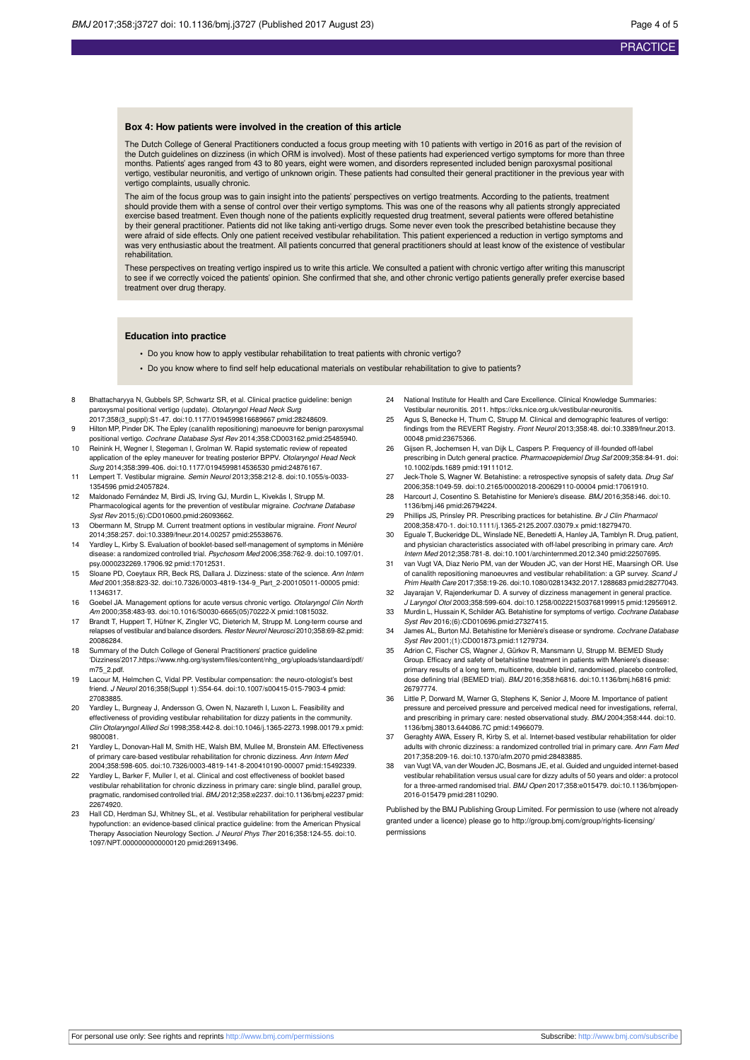### Box 4: How patients were involved in the creation of this article

The Dutch College of General Practitioners conducted a focus group meeting with 10 patients with vertigo in 2016 as part of the revision of the Dutch guidelines on dizziness (in which ORM is involved). Most of these patients had experienced vertigo symptoms for more than three months. Patients' ages ranged from 43 to 80 years, eight were women, and disorders represented included benign paroxysmal positional vertigo, vestibular neuronitis, and vertigo of unknown origin. These patients had consulted their general practitioner in the previous year with vertigo complaints, usually chronic.

The aim of the focus group was to gain insight into the patients' perspectives on vertigo treatments. According to the patients, treatment should provide them with a sense of control over their vertigo symptoms. This was one of the reasons why all patients strongly appreciated exercise based treatment. Even though none of the patients explicitly requested drug treatment, several patients were offered betahistine by their general practitioner. Patients did not like taking anti-vertigo drugs. Some never even took the prescribed betahistine because they were afraid of side effects. Only one patient received vestibular rehabilitation. This patient experienced a reduction in vertigo symptoms and was very enthusiastic about the treatment. All patients concurred that general practitioners should at least know of the existence of vestibular rehabilitation.

These perspectives on treating vertigo inspired us to write this article. We consulted a patient with chronic vertigo after writing this manuscript to see if we correctly voiced the patients' opinion. She confirmed that she, and other chronic vertigo patients generally prefer exercise based treatment over drug therapy.

### Education into practice

- Do you know how to apply vestibular rehabilitation to treat patients with chronic vertigo?
- Do you know where to find self help educational materials on vestibular rehabilitation to give to patients?

8 Bhattacharyya N, Gubbels SP, Schwartz SR, et al. Clinical practice guideline: benign paroxysmal positional vertigo (update). *Otolaryngol Head Neck Surg* 2017;358(3_suppl):S1-47. doi:10.1177/0194599816689667 pmid:28248609.

9 Hilton MP, Pinder DK. The Epley (canalith repositioning) manoeuvre for benign paroxysmal positional vertigo. *Cochrane Database Syst Rev* 2014;358:CD003162.pmid:25485940.

10 Reinink H, Wegner I, Stegeman I, Grolman W. Rapid systematic review of repeated application of the epley maneuver for treating posterior BPPV. *Otolaryngol Head Neck Surg* 2014;358:399-406. doi:10.1177/0194599814536530 pmid:24876167.

11 Lempert T. Vestibular migraine. *Semin Neurol* 2013;358:212-8. doi:10.1055/s-0033-1354596 pmid:24057824.

12 Maldonado Fernández M, Birdi JS, Irving GJ, Murdin L, Kivekäs I, Strupp M. Pharmacological agents for the prevention of vestibular migraine. *Cochrane Database Syst Rev* 2015;(6):CD010600.pmid:26093662.

13 Obermann M, Strupp M. Current treatment options in vestibular migraine. *Front Neurol* 2014;358:257. doi:10.3389/fneur.2014.00257 pmid:25538676.

14 Yardley L, Kirby S. Evaluation of booklet-based self-management of symptoms in Ménière disease: a randomized controlled trial. *Psychosom Med* 2006;358:762-9. doi:10.1097/01.psy.0000232269.17906.92 pmid:17012531.

15 Sloane PD, Coeytaux RR, Beck RS, Dallara J. Dizziness: state of the science. *Ann Intern Med* 2001;358:823-32. doi:10.7326/0003-4819-134-9_Part_2-200105011-00005 pmid:11346317.

16 Goebel JA. Management options for acute versus chronic vertigo. *Otolaryngol Clin North Am* 2000;358:483-93. doi:10.1016/S0030-6665(05)70222-X pmid:10815032.

17 Brandt T, Huppert T, Hüfner K, Zingler VC, Dieterich M, Strupp M. Long-term course and relapses of vestibular and balance disorders. *Restor Neurol Neurosci* 2010;358:69-82.pmid:20086284.

18 Summary of the Dutch College of General Practitioners' practice guideline 'Dizziness'2017.https://www.nhg.org/system/files/content/nhg_org/uploads/standaard/pdf/m75_2.pdf.

19 Lacour M, Helmchen C, Vidal PP. Vestibular compensation: the neuro-otologist's best friend. *J Neurol* 2016;358(Suppl 1):S54-64. doi:10.1007/s00415-015-7903-4 pmid:27083885.

20 Yardley L, Burgneay J, Andersson G, Owen N, Nazareth I, Luxon L. Feasibility and effectiveness of providing vestibular rehabilitation for dizzy patients in the community. *Clin Otolaryngol Allied Sci* 1998;358:442-8. doi:10.1046/j.1365-2273.1998.00179.x pmid:9800081.

21 Yardley L, Donovan-Hall M, Smith HE, Walsh BM, Mullee M, Bronstein AM. Effectiveness of primary care-based vestibular rehabilitation for chronic dizziness. *Ann Intern Med* 2004;358:598-605. doi:10.7326/0003-4819-141-8-200410190-00007 pmid:15492339.

22 Yardley L, Barker F, Muller I, et al. Clinical and cost effectiveness of booklet based vestibular rehabilitation for chronic dizziness in primary care: single blind, parallel group, pragmatic, randomised controlled trial. *BMJ* 2012;358:e2237. doi:10.1136/bmj.e2237 pmid:22674920.

23 Hall CD, Herdman SJ, Whitney SL, et al. Vestibular rehabilitation for peripheral vestibular hypofunction: an evidence-based clinical practice guideline: from the American Physical Therapy Association Neurology Section. *J Neurol Phys Ther* 2016;358:124-55. doi:10.1097/NPT.0000000000000120 pmid:26913496.

24 National Institute for Health and Care Excellence. Clinical Knowledge Summaries: Vestibular neuronitis. 2011. https://cks.nice.org.uk/vestibular-neuronitis.

25 Agus S, Benecke H, Thum C, Strupp M. Clinical and demographic features of vertigo: findings from the REVERT Registry. *Front Neurol* 2013;358:48. doi:10.3389/fneur.2013.00048 pmid:23675366.

26 Gijsen R, Jochemsen H, van Dijk L, Caspers P. Frequency of ill-founded off-label prescribing in Dutch general practice. *Pharmacoepidemiol Drug Saf* 2009;358:84-91. doi:10.1002/pds.1689 pmid:19111012.

27 Jeck-Thole S, Wagner W. Betahistine: a retrospective synopsis of safety data. *Drug Saf* 2006;358:1049-59. doi:10.2165/00002018-200629110-00004 pmid:17061910.

28 Harcourt J, Cosentino S. Betahistine for Meniere's disease. *BMJ* 2016;358:i46. doi:10.1136/bmj.i46 pmid:26794224.

29 Phillips JS, Prinsley PR. Prescribing practices for betahistine. *Br J Clin Pharmacol* 2008;358:470-1. doi:10.1111/j.1365-2125.2007.03079.x pmid:18279470.

30 Eguale T, Buckeridge DL, Winslade NE, Benedetti A, Hanley JA, Tamblyn R. Drug, patient, and physician characteristics associated with off-label prescribing in primary care. *Arch Intern Med* 2012;358:781-8. doi:10.1001/archinternmed.2012.340 pmid:22507695.

31 van Vugt VA, Diaz Nerio PM, van der Wouden JC, van der Horst HE, Maarsingh OR. Use of canalith repositioning manoeuvres and vestibular rehabilitation: a GP survey. *Scand J Prim Health Care* 2017;358:19-26. doi:10.1080/02813432.2017.1288683 pmid:28277043.

32 Jayarajan V, Rajenderkumar D. A survey of dizziness management in general practice. *J Laryngol Otol* 2003;358:599-604. doi:10.1258/002221503768199915 pmid:12956912.

33 Murdin L, Hussain K, Schilder AG. Betahistine for symptoms of vertigo. *Cochrane Database Syst Rev* 2016;(6):CD010696.pmid:27327415.

34 James AL, Burton MJ. Betahistine for Menière's disease or syndrome. *Cochrane Database Syst Rev* 2001;(1):CD001873.pmid:11279734.

35 Adrion C, Fischer CS, Wagner J, Gürkov R, Mansmann U, Strupp M. BEMED Study Group. Efficacy and safety of betahistine treatment in patients with Meniere's disease: primary results of a long term, multicentre, double blind, randomised, placebo controlled, dose defining trial (BEMED trial). *BMJ* 2016;358:h6816. doi:10.1136/bmj.h6816 pmid:26797774.

36 Little P, Dorward M, Warner G, Stephens K, Senior J, Moore M. Importance of patient pressure and perceived pressure and perceived medical need for investigations, referral, and prescribing in primary care: nested observational study. *BMJ* 2004;358:444. doi:10.1136/bmj.38013.644086.7C pmid:14966079.

37 Geraghty AWA, Essery R, Kirby S, et al. Internet-based vestibular rehabilitation for older adults with chronic dizziness: a randomized controlled trial in primary care. *Ann Fam Med* 2017;358:209-16. doi:10.1370/afm.2070 pmid:28483885.

38 van Vugt VA, van der Wouden JC, Bosmans JE, et al. Guided and unguided internet-based vestibular rehabilitation versus usual care for dizzy adults of 50 years and older: a protocol for a three-armed randomised trial. *BMJ Open* 2017;358:e015479. doi:10.1136/bmjopen-2016-015479 pmid:28110290.

Published by the BMJ Publishing Group Limited. For permission to use (where not already granted under a licence) please go to http://group.bmj.com/group/rights-licensing/permissions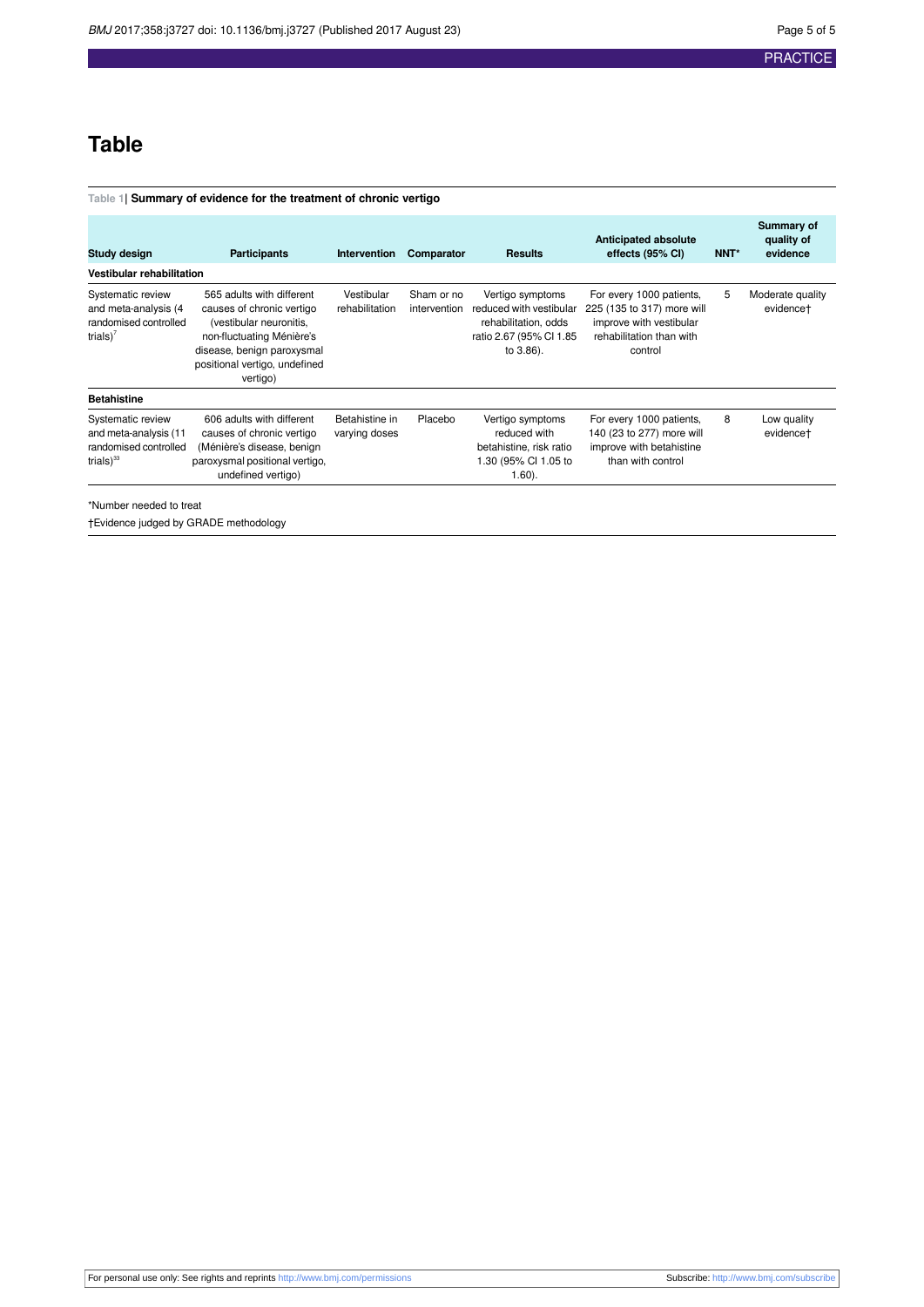# Table

**Table 1| Summary of evidence for the treatment of chronic vertigo**

| Study design | Participants | Intervention | Comparator | Results | Anticipated absolute effects (95% CI) | NNT* | Summary of quality of evidence |
|---|---|---|---|---|---|---|---|
| **Vestibular rehabilitation** | | | | | | | |
| Systematic review and meta-analysis (4 randomised controlled trials)[7] | 565 adults with different causes of chronic vertigo (vestibular neuronitis, non-fluctuating Ménière's disease, benign paroxysmal positional vertigo, undefined vertigo) | Vestibular rehabilitation | Sham or no intervention | Vertigo symptoms reduced with vestibular rehabilitation, odds ratio 2.67 (95% CI 1.85 to 3.86). | For every 1000 patients, 225 (135 to 317) more will improve with vestibular rehabilitation than with control | 5 | Moderate quality evidence† |
| **Betahistine** | | | | | | | |
| Systematic review and meta-analysis (11 randomised controlled trials)[33] | 606 adults with different causes of chronic vertigo (Ménière's disease, benign paroxysmal positional vertigo, undefined vertigo) | Betahistine in varying doses | Placebo | Vertigo symptoms reduced with betahistine, risk ratio 1.30 (95% CI 1.05 to 1.60). | For every 1000 patients, 140 (23 to 277) more will improve with betahistine than with control | 8 | Low quality evidence† |

*Number needed to treat

†Evidence judged by GRADE methodology